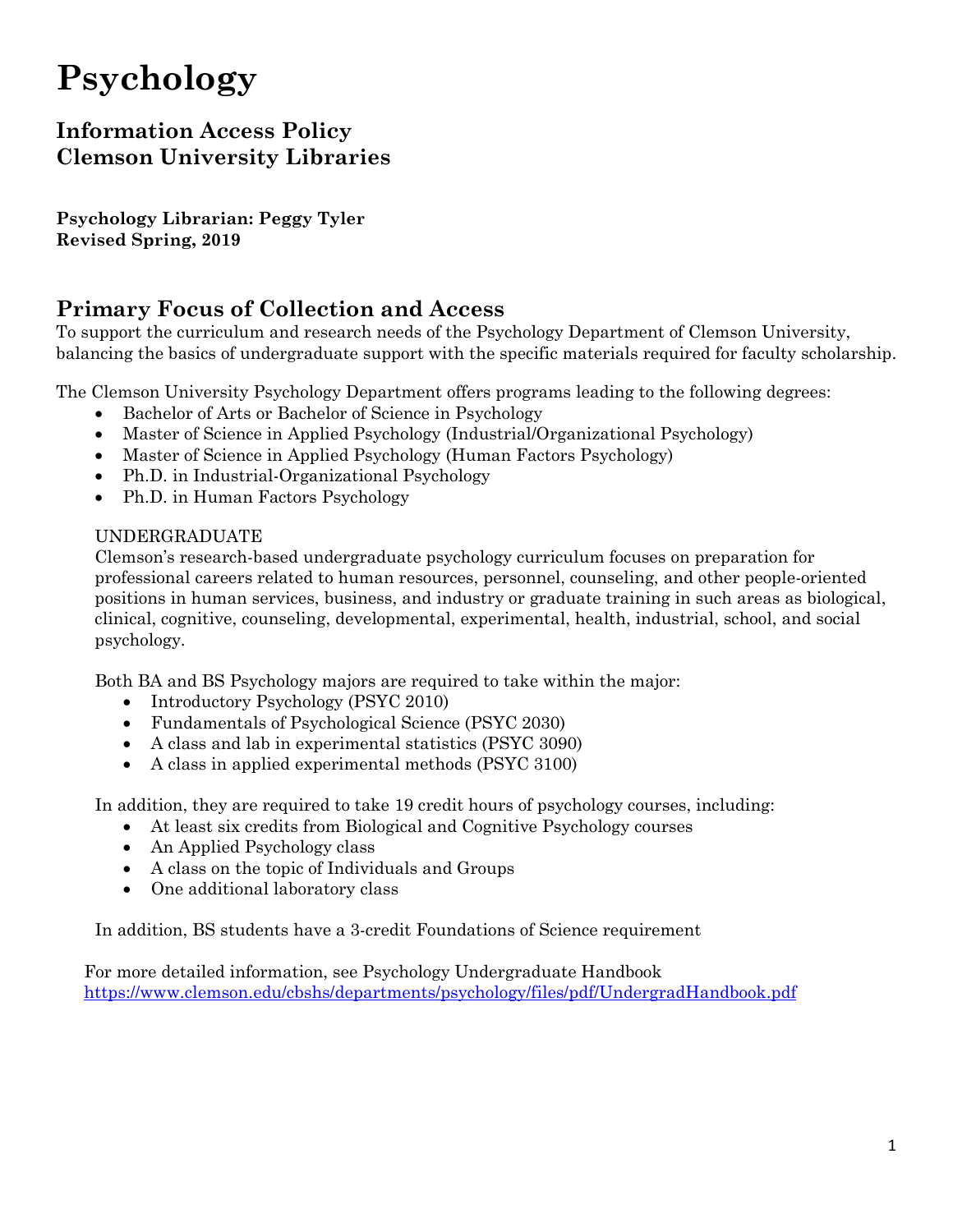# Psychology

## Information Access Policy
## Clemson University Libraries

**Psychology Librarian: Peggy Tyler**
**Revised Spring, 2019**

## Primary Focus of Collection and Access

To support the curriculum and research needs of the Psychology Department of Clemson University, balancing the basics of undergraduate support with the specific materials required for faculty scholarship.

The Clemson University Psychology Department offers programs leading to the following degrees:

- Bachelor of Arts or Bachelor of Science in Psychology
- Master of Science in Applied Psychology (Industrial/Organizational Psychology)
- Master of Science in Applied Psychology (Human Factors Psychology)
- Ph.D. in Industrial-Organizational Psychology
- Ph.D. in Human Factors Psychology

UNDERGRADUATE

Clemson's research-based undergraduate psychology curriculum focuses on preparation for professional careers related to human resources, personnel, counseling, and other people-oriented positions in human services, business, and industry or graduate training in such areas as biological, clinical, cognitive, counseling, developmental, experimental, health, industrial, school, and social psychology.

Both BA and BS Psychology majors are required to take within the major:

- Introductory Psychology (PSYC 2010)
- Fundamentals of Psychological Science (PSYC 2030)
- A class and lab in experimental statistics (PSYC 3090)
- A class in applied experimental methods (PSYC 3100)

In addition, they are required to take 19 credit hours of psychology courses, including:

- At least six credits from Biological and Cognitive Psychology courses
- An Applied Psychology class
- A class on the topic of Individuals and Groups
- One additional laboratory class

In addition, BS students have a 3-credit Foundations of Science requirement

For more detailed information, see Psychology Undergraduate Handbook
https://www.clemson.edu/cbshs/departments/psychology/files/pdf/UndergradHandbook.pdf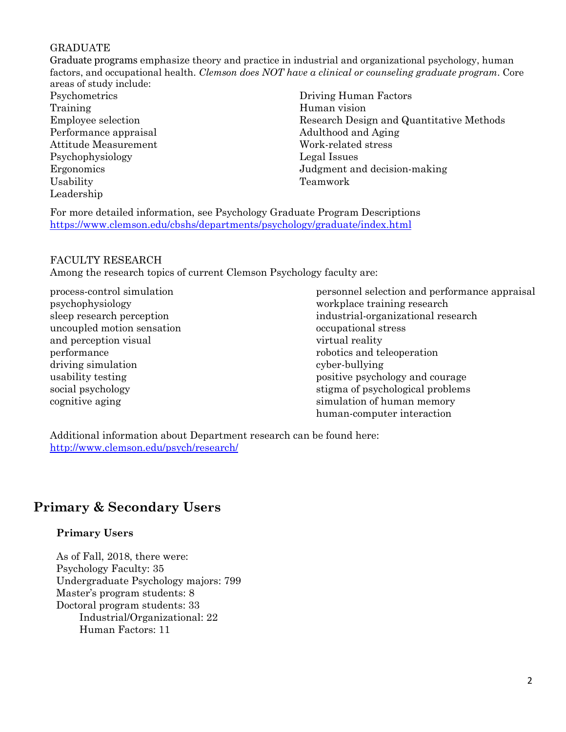GRADUATE

Graduate programs emphasize theory and practice in industrial and organizational psychology, human factors, and occupational health. *Clemson does NOT have a clinical or counseling graduate program*. Core areas of study include:

Psychometrics
Training
Employee selection
Performance appraisal
Attitude Measurement
Psychophysiology
Ergonomics
Usability
Leadership
Driving Human Factors
Human vision
Research Design and Quantitative Methods
Adulthood and Aging
Work-related stress
Legal Issues
Judgment and decision-making
Teamwork

For more detailed information, see Psychology Graduate Program Descriptions
https://www.clemson.edu/cbshs/departments/psychology/graduate/index.html

FACULTY RESEARCH

Among the research topics of current Clemson Psychology faculty are:

process-control simulation
psychophysiology
sleep research perception
uncoupled motion sensation
and perception visual
performance
driving simulation
usability testing
social psychology
cognitive aging
personnel selection and performance appraisal
workplace training research
industrial-organizational research
occupational stress
virtual reality
robotics and teleoperation
cyber-bullying
positive psychology and courage
stigma of psychological problems
simulation of human memory
human-computer interaction

Additional information about Department research can be found here:
http://www.clemson.edu/psych/research/

## Primary & Secondary Users

### Primary Users

As of Fall, 2018, there were:
Psychology Faculty: 35
Undergraduate Psychology majors: 799
Master's program students: 8
Doctoral program students: 33
- Industrial/Organizational: 22
- Human Factors: 11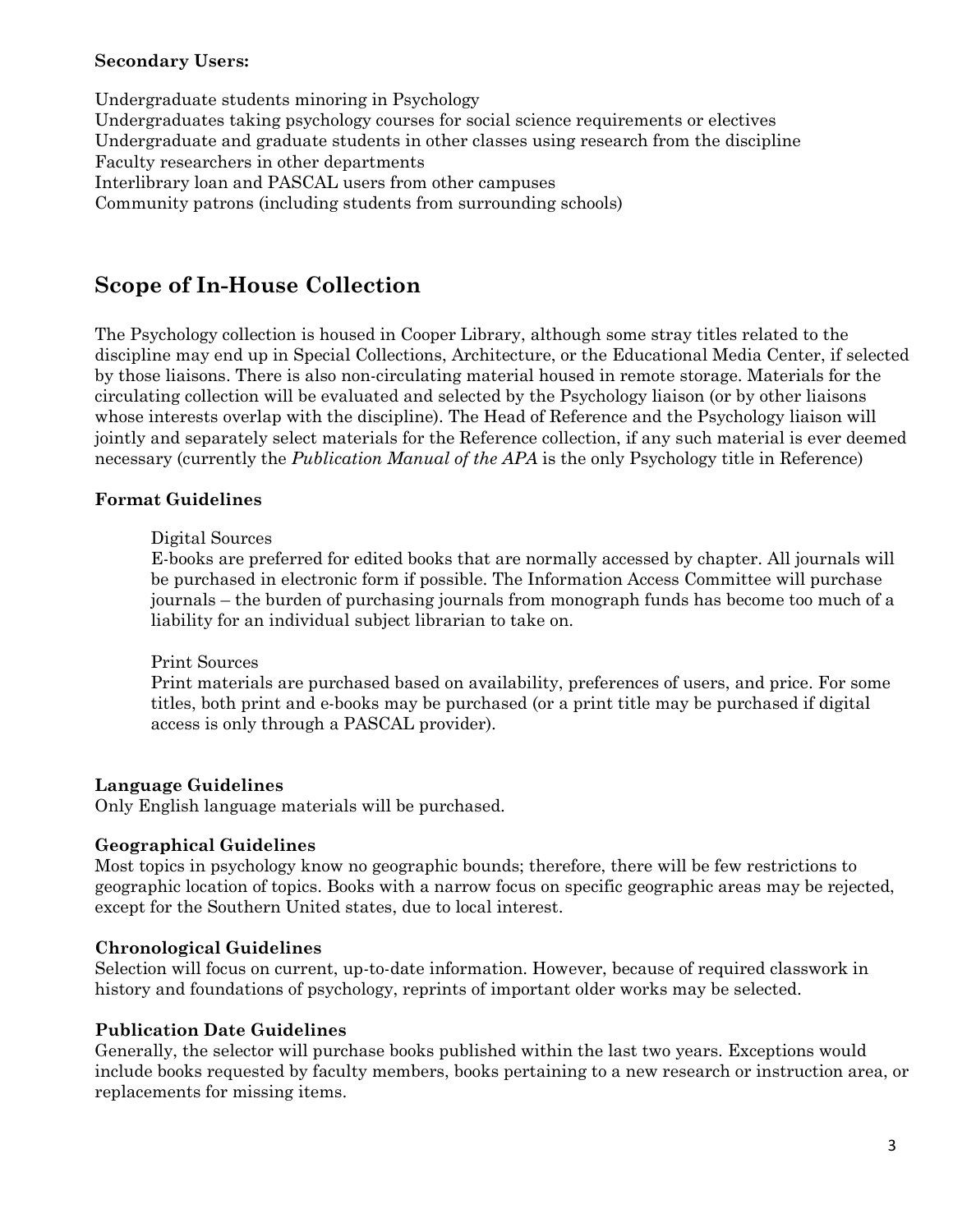**Secondary Users:**

Undergraduate students minoring in Psychology
Undergraduates taking psychology courses for social science requirements or electives
Undergraduate and graduate students in other classes using research from the discipline
Faculty researchers in other departments
Interlibrary loan and PASCAL users from other campuses
Community patrons (including students from surrounding schools)

## Scope of In-House Collection

The Psychology collection is housed in Cooper Library, although some stray titles related to the discipline may end up in Special Collections, Architecture, or the Educational Media Center, if selected by those liaisons. There is also non-circulating material housed in remote storage. Materials for the circulating collection will be evaluated and selected by the Psychology liaison (or by other liaisons whose interests overlap with the discipline). The Head of Reference and the Psychology liaison will jointly and separately select materials for the Reference collection, if any such material is ever deemed necessary (currently the *Publication Manual of the APA* is the only Psychology title in Reference)

### Format Guidelines

Digital Sources
E-books are preferred for edited books that are normally accessed by chapter. All journals will be purchased in electronic form if possible. The Information Access Committee will purchase journals – the burden of purchasing journals from monograph funds has become too much of a liability for an individual subject librarian to take on.

Print Sources
Print materials are purchased based on availability, preferences of users, and price. For some titles, both print and e-books may be purchased (or a print title may be purchased if digital access is only through a PASCAL provider).

### Language Guidelines

Only English language materials will be purchased.

### Geographical Guidelines

Most topics in psychology know no geographic bounds; therefore, there will be few restrictions to geographic location of topics. Books with a narrow focus on specific geographic areas may be rejected, except for the Southern United states, due to local interest.

### Chronological Guidelines

Selection will focus on current, up-to-date information. However, because of required classwork in history and foundations of psychology, reprints of important older works may be selected.

### Publication Date Guidelines

Generally, the selector will purchase books published within the last two years. Exceptions would include books requested by faculty members, books pertaining to a new research or instruction area, or replacements for missing items.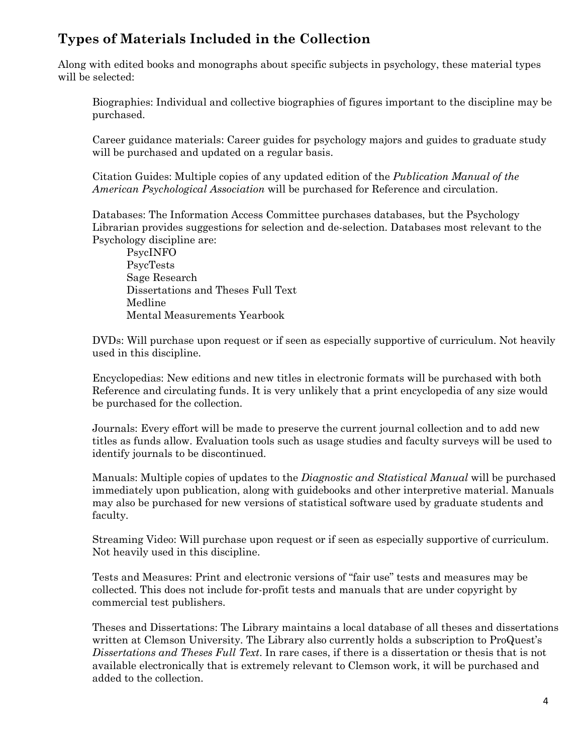## Types of Materials Included in the Collection

Along with edited books and monographs about specific subjects in psychology, these material types will be selected:

Biographies: Individual and collective biographies of figures important to the discipline may be purchased.

Career guidance materials: Career guides for psychology majors and guides to graduate study will be purchased and updated on a regular basis.

Citation Guides: Multiple copies of any updated edition of the *Publication Manual of the American Psychological Association* will be purchased for Reference and circulation.

Databases: The Information Access Committee purchases databases, but the Psychology Librarian provides suggestions for selection and de-selection. Databases most relevant to the Psychology discipline are:

- PsycINFO
- PsycTests
- Sage Research
- Dissertations and Theses Full Text
- Medline
- Mental Measurements Yearbook

DVDs: Will purchase upon request or if seen as especially supportive of curriculum. Not heavily used in this discipline.

Encyclopedias: New editions and new titles in electronic formats will be purchased with both Reference and circulating funds. It is very unlikely that a print encyclopedia of any size would be purchased for the collection.

Journals: Every effort will be made to preserve the current journal collection and to add new titles as funds allow. Evaluation tools such as usage studies and faculty surveys will be used to identify journals to be discontinued.

Manuals: Multiple copies of updates to the *Diagnostic and Statistical Manual* will be purchased immediately upon publication, along with guidebooks and other interpretive material. Manuals may also be purchased for new versions of statistical software used by graduate students and faculty.

Streaming Video: Will purchase upon request or if seen as especially supportive of curriculum. Not heavily used in this discipline.

Tests and Measures: Print and electronic versions of "fair use" tests and measures may be collected. This does not include for-profit tests and manuals that are under copyright by commercial test publishers.

Theses and Dissertations: The Library maintains a local database of all theses and dissertations written at Clemson University. The Library also currently holds a subscription to ProQuest's *Dissertations and Theses Full Text*. In rare cases, if there is a dissertation or thesis that is not available electronically that is extremely relevant to Clemson work, it will be purchased and added to the collection.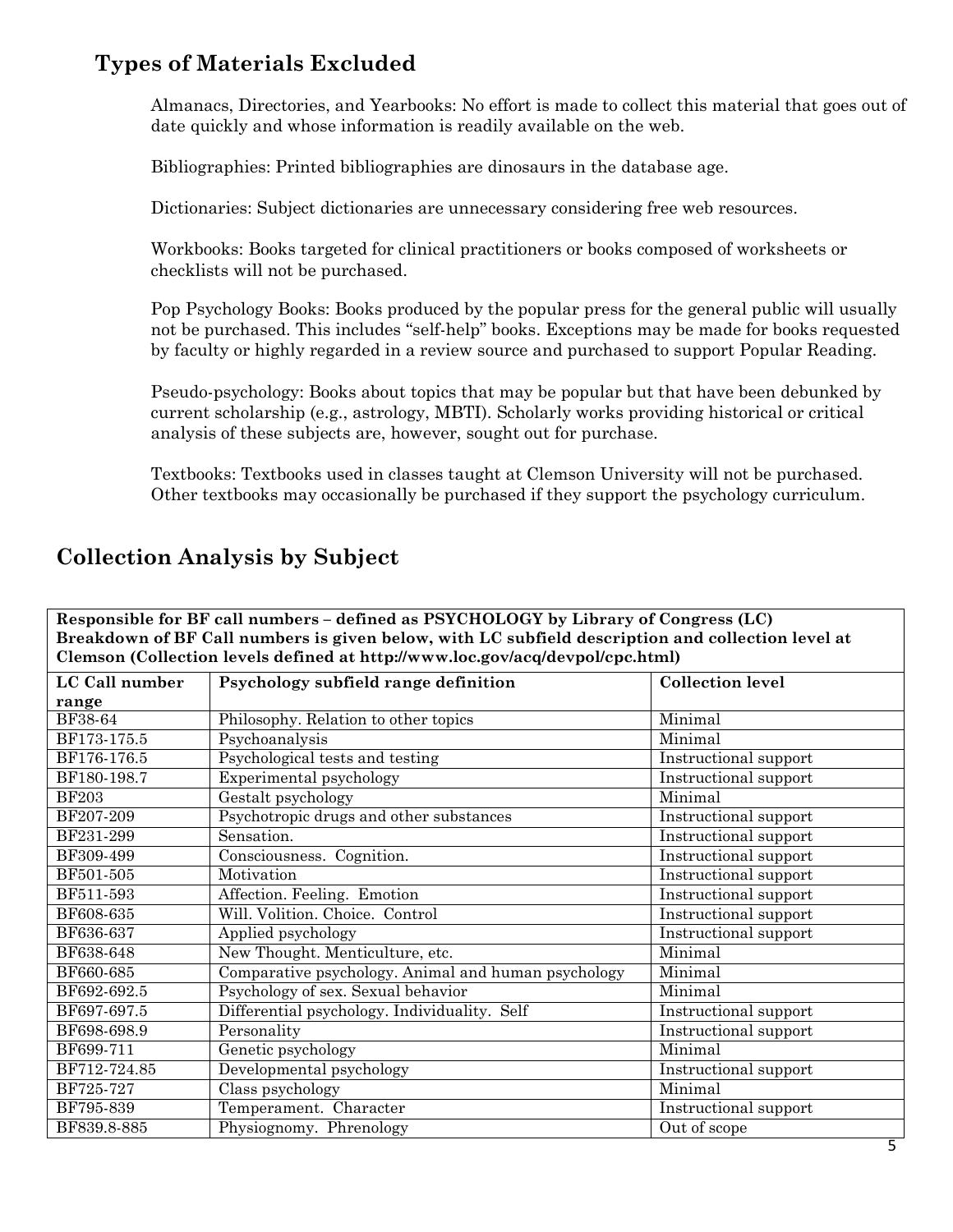## Types of Materials Excluded

Almanacs, Directories, and Yearbooks: No effort is made to collect this material that goes out of date quickly and whose information is readily available on the web.

Bibliographies: Printed bibliographies are dinosaurs in the database age.

Dictionaries: Subject dictionaries are unnecessary considering free web resources.

Workbooks: Books targeted for clinical practitioners or books composed of worksheets or checklists will not be purchased.

Pop Psychology Books: Books produced by the popular press for the general public will usually not be purchased. This includes "self-help" books. Exceptions may be made for books requested by faculty or highly regarded in a review source and purchased to support Popular Reading.

Pseudo-psychology: Books about topics that may be popular but that have been debunked by current scholarship (e.g., astrology, MBTI). Scholarly works providing historical or critical analysis of these subjects are, however, sought out for purchase.

Textbooks: Textbooks used in classes taught at Clemson University will not be purchased. Other textbooks may occasionally be purchased if they support the psychology curriculum.

## Collection Analysis by Subject

**Responsible for BF call numbers – defined as PSYCHOLOGY by Library of Congress (LC)**
**Breakdown of BF Call numbers is given below, with LC subfield description and collection level at Clemson (Collection levels defined at http://www.loc.gov/acq/devpol/cpc.html)**

| LC Call number range | Psychology subfield range definition | Collection level |
|---|---|---|
| BF38-64 | Philosophy. Relation to other topics | Minimal |
| BF173-175.5 | Psychoanalysis | Minimal |
| BF176-176.5 | Psychological tests and testing | Instructional support |
| BF180-198.7 | Experimental psychology | Instructional support |
| BF203 | Gestalt psychology | Minimal |
| BF207-209 | Psychotropic drugs and other substances | Instructional support |
| BF231-299 | Sensation. | Instructional support |
| BF309-499 | Consciousness. Cognition. | Instructional support |
| BF501-505 | Motivation | Instructional support |
| BF511-593 | Affection. Feeling. Emotion | Instructional support |
| BF608-635 | Will. Volition. Choice. Control | Instructional support |
| BF636-637 | Applied psychology | Instructional support |
| BF638-648 | New Thought. Menticulture, etc. | Minimal |
| BF660-685 | Comparative psychology. Animal and human psychology | Minimal |
| BF692-692.5 | Psychology of sex. Sexual behavior | Minimal |
| BF697-697.5 | Differential psychology. Individuality. Self | Instructional support |
| BF698-698.9 | Personality | Instructional support |
| BF699-711 | Genetic psychology | Minimal |
| BF712-724.85 | Developmental psychology | Instructional support |
| BF725-727 | Class psychology | Minimal |
| BF795-839 | Temperament. Character | Instructional support |
| BF839.8-885 | Physiognomy. Phrenology | Out of scope |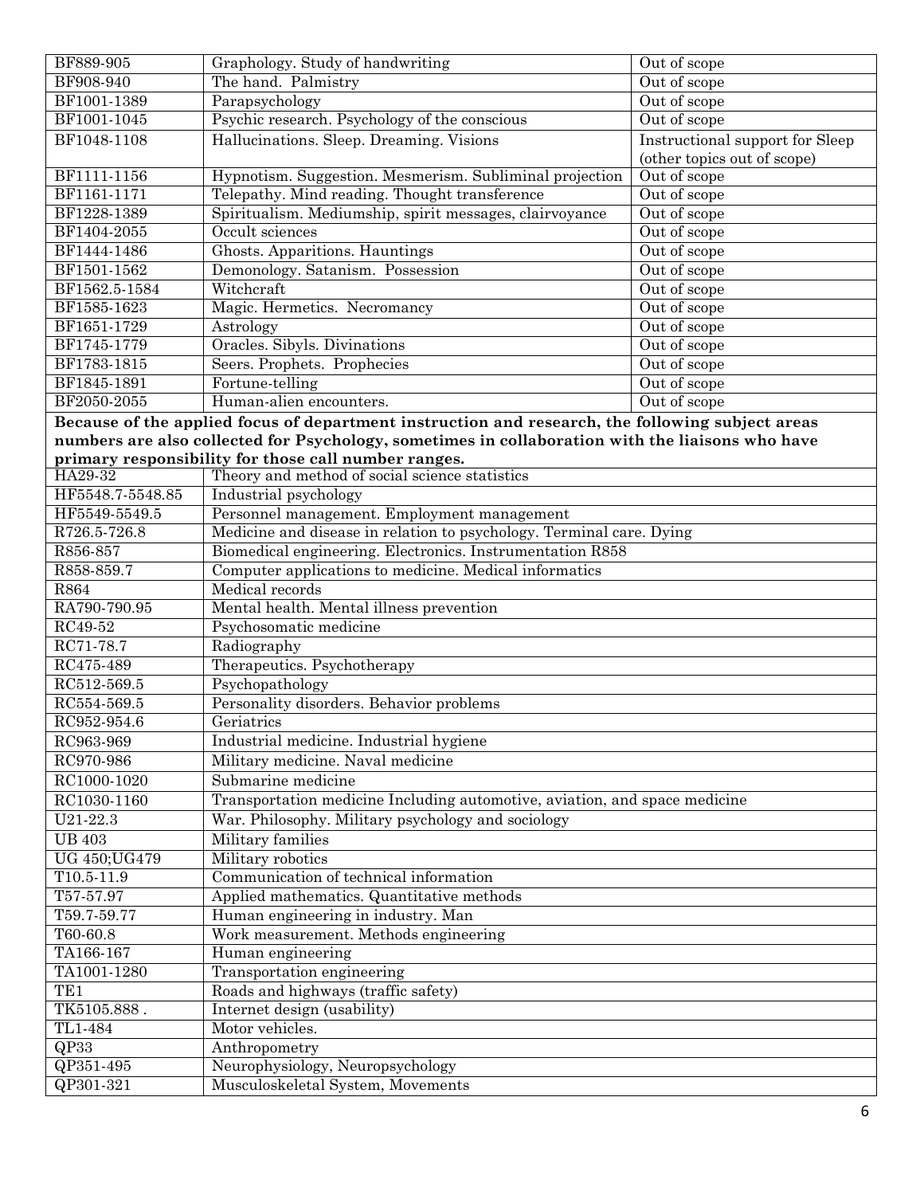| BF889-905 | Graphology. Study of handwriting | Out of scope |
|---|---|---|
| BF908-940 | The hand. Palmistry | Out of scope |
| BF1001-1389 | Parapsychology | Out of scope |
| BF1001-1045 | Psychic research. Psychology of the conscious | Out of scope |
| BF1048-1108 | Hallucinations. Sleep. Dreaming. Visions | Instructional support for Sleep (other topics out of scope) |
| BF1111-1156 | Hypnotism. Suggestion. Mesmerism. Subliminal projection | Out of scope |
| BF1161-1171 | Telepathy. Mind reading. Thought transference | Out of scope |
| BF1228-1389 | Spiritualism. Mediumship, spirit messages, clairvoyance | Out of scope |
| BF1404-2055 | Occult sciences | Out of scope |
| BF1444-1486 | Ghosts. Apparitions. Hauntings | Out of scope |
| BF1501-1562 | Demonology. Satanism. Possession | Out of scope |
| BF1562.5-1584 | Witchcraft | Out of scope |
| BF1585-1623 | Magic. Hermetics. Necromancy | Out of scope |
| BF1651-1729 | Astrology | Out of scope |
| BF1745-1779 | Oracles. Sibyls. Divinations | Out of scope |
| BF1783-1815 | Seers. Prophets. Prophecies | Out of scope |
| BF1845-1891 | Fortune-telling | Out of scope |
| BF2050-2055 | Human-alien encounters. | Out of scope |

**Because of the applied focus of department instruction and research, the following subject areas numbers are also collected for Psychology, sometimes in collaboration with the liaisons who have primary responsibility for those call number ranges.**

| HA29-32 | Theory and method of social science statistics |
|---|---|
| HF5548.7-5548.85 | Industrial psychology |
| HF5549-5549.5 | Personnel management. Employment management |
| R726.5-726.8 | Medicine and disease in relation to psychology. Terminal care. Dying |
| R856-857 | Biomedical engineering. Electronics. Instrumentation R858 |
| R858-859.7 | Computer applications to medicine. Medical informatics |
| R864 | Medical records |
| RA790-790.95 | Mental health. Mental illness prevention |
| RC49-52 | Psychosomatic medicine |
| RC71-78.7 | Radiography |
| RC475-489 | Therapeutics. Psychotherapy |
| RC512-569.5 | Psychopathology |
| RC554-569.5 | Personality disorders. Behavior problems |
| RC952-954.6 | Geriatrics |
| RC963-969 | Industrial medicine. Industrial hygiene |
| RC970-986 | Military medicine. Naval medicine |
| RC1000-1020 | Submarine medicine |
| RC1030-1160 | Transportation medicine Including automotive, aviation, and space medicine |
| U21-22.3 | War. Philosophy. Military psychology and sociology |
| UB 403 | Military families |
| UG 450;UG479 | Military robotics |
| T10.5-11.9 | Communication of technical information |
| T57-57.97 | Applied mathematics. Quantitative methods |
| T59.7-59.77 | Human engineering in industry. Man |
| T60-60.8 | Work measurement. Methods engineering |
| TA166-167 | Human engineering |
| TA1001-1280 | Transportation engineering |
| TE1 | Roads and highways (traffic safety) |
| TK5105.888 . | Internet design (usability) |
| TL1-484 | Motor vehicles. |
| QP33 | Anthropometry |
| QP351-495 | Neurophysiology, Neuropsychology |
| QP301-321 | Musculoskeletal System, Movements |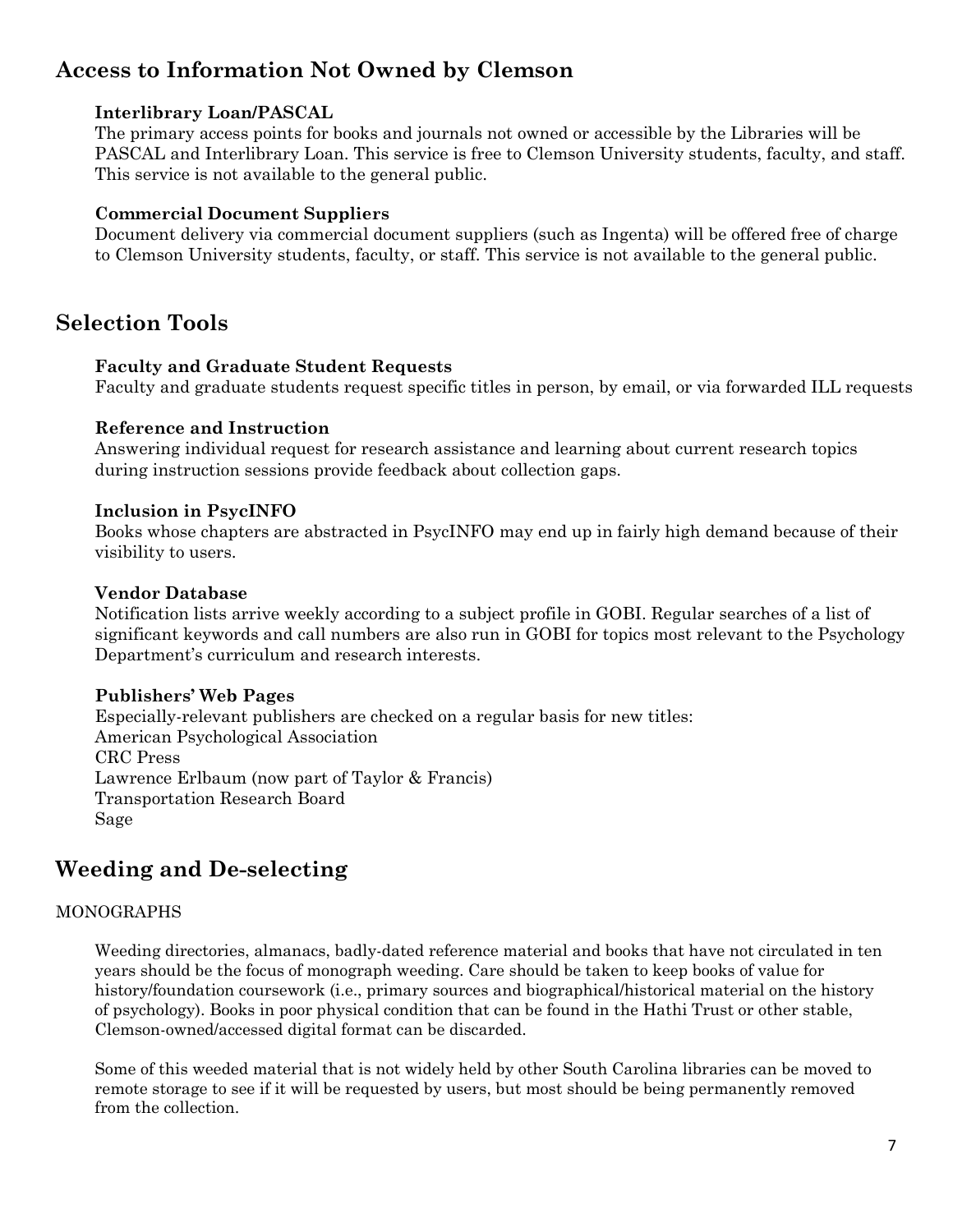## Access to Information Not Owned by Clemson

**Interlibrary Loan/PASCAL**
The primary access points for books and journals not owned or accessible by the Libraries will be PASCAL and Interlibrary Loan. This service is free to Clemson University students, faculty, and staff. This service is not available to the general public.

**Commercial Document Suppliers**
Document delivery via commercial document suppliers (such as Ingenta) will be offered free of charge to Clemson University students, faculty, or staff. This service is not available to the general public.

## Selection Tools

**Faculty and Graduate Student Requests**
Faculty and graduate students request specific titles in person, by email, or via forwarded ILL requests

**Reference and Instruction**
Answering individual request for research assistance and learning about current research topics during instruction sessions provide feedback about collection gaps.

**Inclusion in PsycINFO**
Books whose chapters are abstracted in PsycINFO may end up in fairly high demand because of their visibility to users.

**Vendor Database**
Notification lists arrive weekly according to a subject profile in GOBI. Regular searches of a list of significant keywords and call numbers are also run in GOBI for topics most relevant to the Psychology Department's curriculum and research interests.

**Publishers' Web Pages**
Especially-relevant publishers are checked on a regular basis for new titles:
American Psychological Association
CRC Press
Lawrence Erlbaum (now part of Taylor & Francis)
Transportation Research Board
Sage

## Weeding and De-selecting

MONOGRAPHS

Weeding directories, almanacs, badly-dated reference material and books that have not circulated in ten years should be the focus of monograph weeding. Care should be taken to keep books of value for history/foundation coursework (i.e., primary sources and biographical/historical material on the history of psychology). Books in poor physical condition that can be found in the Hathi Trust or other stable, Clemson-owned/accessed digital format can be discarded.

Some of this weeded material that is not widely held by other South Carolina libraries can be moved to remote storage to see if it will be requested by users, but most should be being permanently removed from the collection.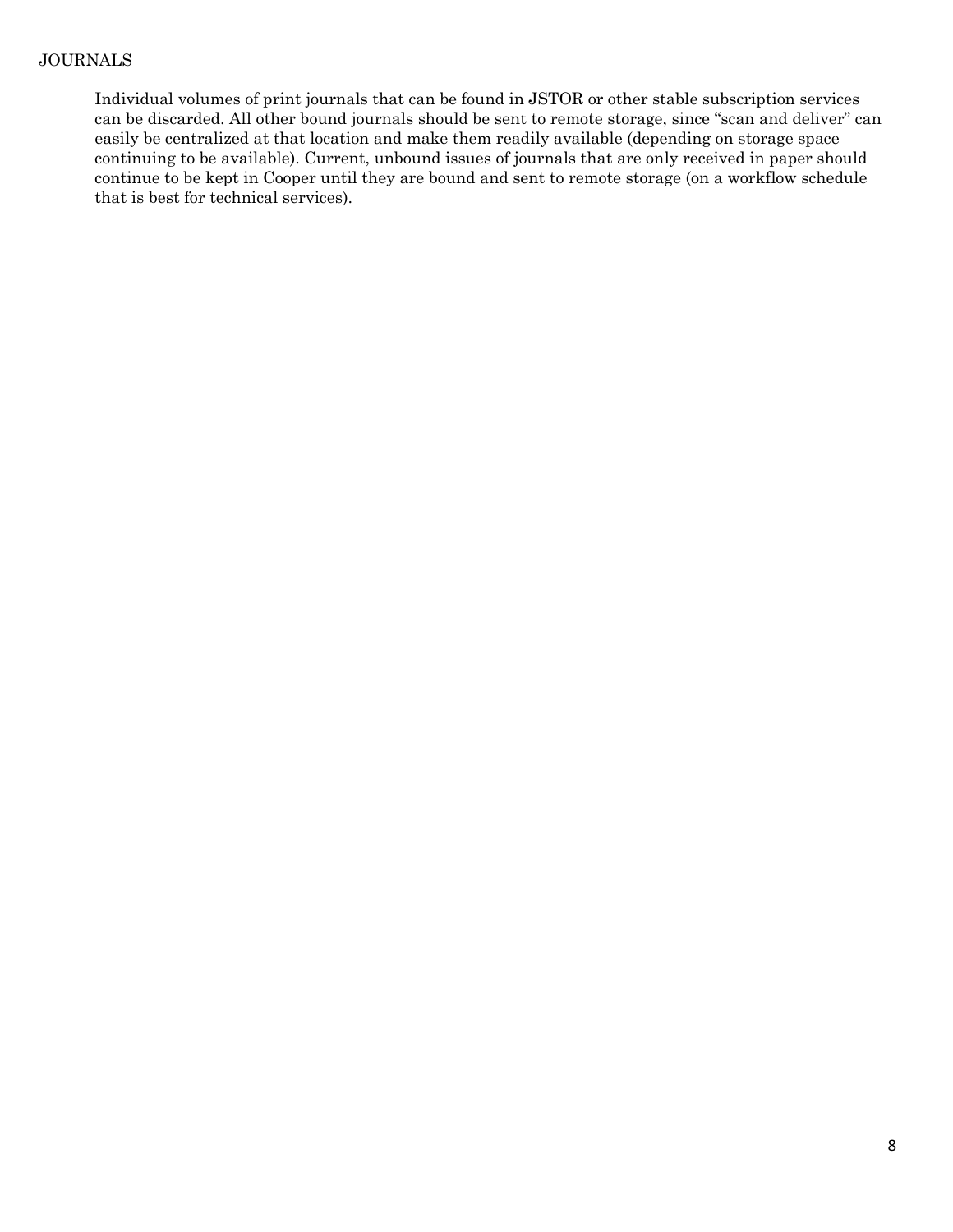## JOURNALS

Individual volumes of print journals that can be found in JSTOR or other stable subscription services can be discarded. All other bound journals should be sent to remote storage, since "scan and deliver" can easily be centralized at that location and make them readily available (depending on storage space continuing to be available). Current, unbound issues of journals that are only received in paper should continue to be kept in Cooper until they are bound and sent to remote storage (on a workflow schedule that is best for technical services).